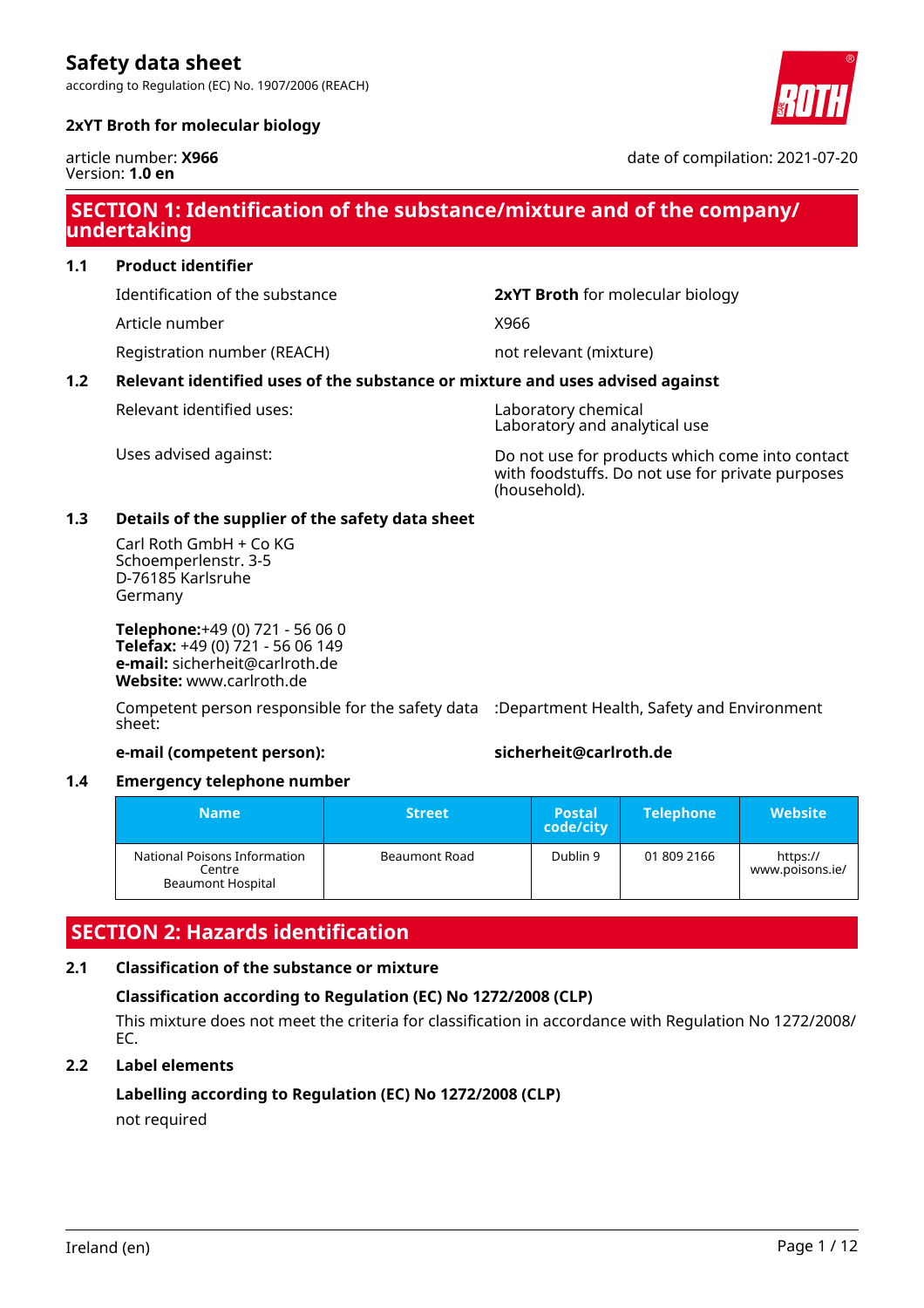# Safety data sheet

according to Regulation (EC) No. 1907/2006 (REACH)

**2xYT Broth for molecular biology**

article number: **X966**
Version: **1.0 en**

date of compilation: 2021-07-20

## SECTION 1: Identification of the substance/mixture and of the company/undertaking

### 1.1 Product identifier

| | |
|---|---|
| Identification of the substance | **2xYT Broth** for molecular biology |
| Article number | X966 |
| Registration number (REACH) | not relevant (mixture) |

### 1.2 Relevant identified uses of the substance or mixture and uses advised against

| | |
|---|---|
| Relevant identified uses: | Laboratory chemical<br>Laboratory and analytical use |
| Uses advised against: | Do not use for products which come into contact with foodstuffs. Do not use for private purposes (household). |

### 1.3 Details of the supplier of the safety data sheet

Carl Roth GmbH + Co KG
Schoemperlenstr. 3-5
D-76185 Karlsruhe
Germany

**Telephone:**+49 (0) 721 - 56 06 0
**Telefax:** +49 (0) 721 - 56 06 149
**e-mail:** sicherheit@carlroth.de
**Website:** www.carlroth.de

Competent person responsible for the safety data sheet: :Department Health, Safety and Environment

**e-mail (competent person):** **sicherheit@carlroth.de**

### 1.4 Emergency telephone number

| Name | Street | Postal code/city | Telephone | Website |
|---|---|---|---|---|
| National Poisons Information Centre<br>Beaumont Hospital | Beaumont Road | Dublin 9 | 01 809 2166 | https://www.poisons.ie/ |

## SECTION 2: Hazards identification

### 2.1 Classification of the substance or mixture

**Classification according to Regulation (EC) No 1272/2008 (CLP)**

This mixture does not meet the criteria for classification in accordance with Regulation No 1272/2008/EC.

### 2.2 Label elements

**Labelling according to Regulation (EC) No 1272/2008 (CLP)**

not required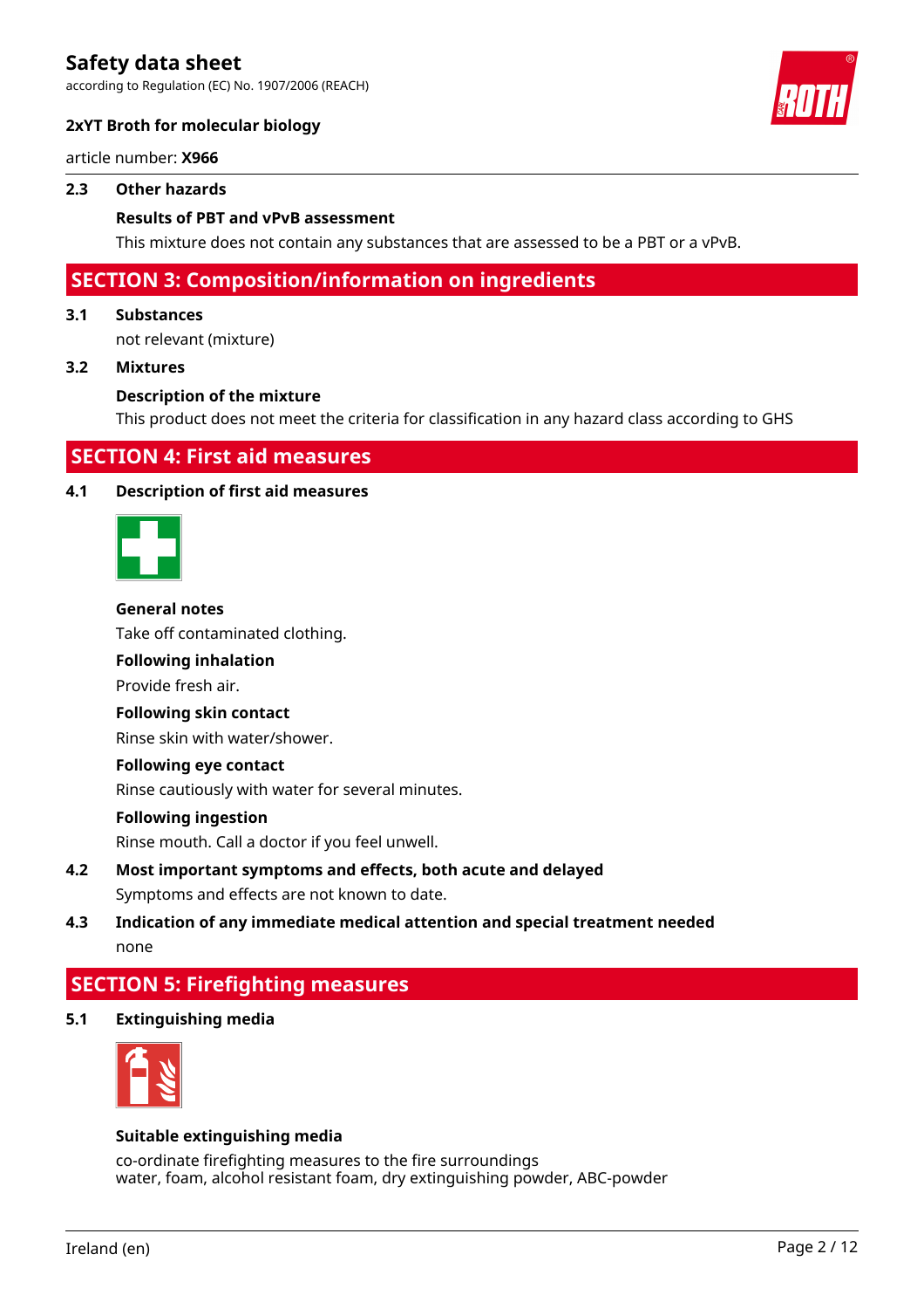### 2.3 Other hazards

**Results of PBT and vPvB assessment**

This mixture does not contain any substances that are assessed to be a PBT or a vPvB.

## SECTION 3: Composition/information on ingredients

### 3.1 Substances

not relevant (mixture)

### 3.2 Mixtures

**Description of the mixture**

This product does not meet the criteria for classification in any hazard class according to GHS

## SECTION 4: First aid measures

### 4.1 Description of first aid measures

**General notes**

Take off contaminated clothing.

**Following inhalation**

Provide fresh air.

**Following skin contact**

Rinse skin with water/shower.

**Following eye contact**

Rinse cautiously with water for several minutes.

**Following ingestion**

Rinse mouth. Call a doctor if you feel unwell.

### 4.2 Most important symptoms and effects, both acute and delayed

Symptoms and effects are not known to date.

### 4.3 Indication of any immediate medical attention and special treatment needed

none

## SECTION 5: Firefighting measures

### 5.1 Extinguishing media

**Suitable extinguishing media**

co-ordinate firefighting measures to the fire surroundings
water, foam, alcohol resistant foam, dry extinguishing powder, ABC-powder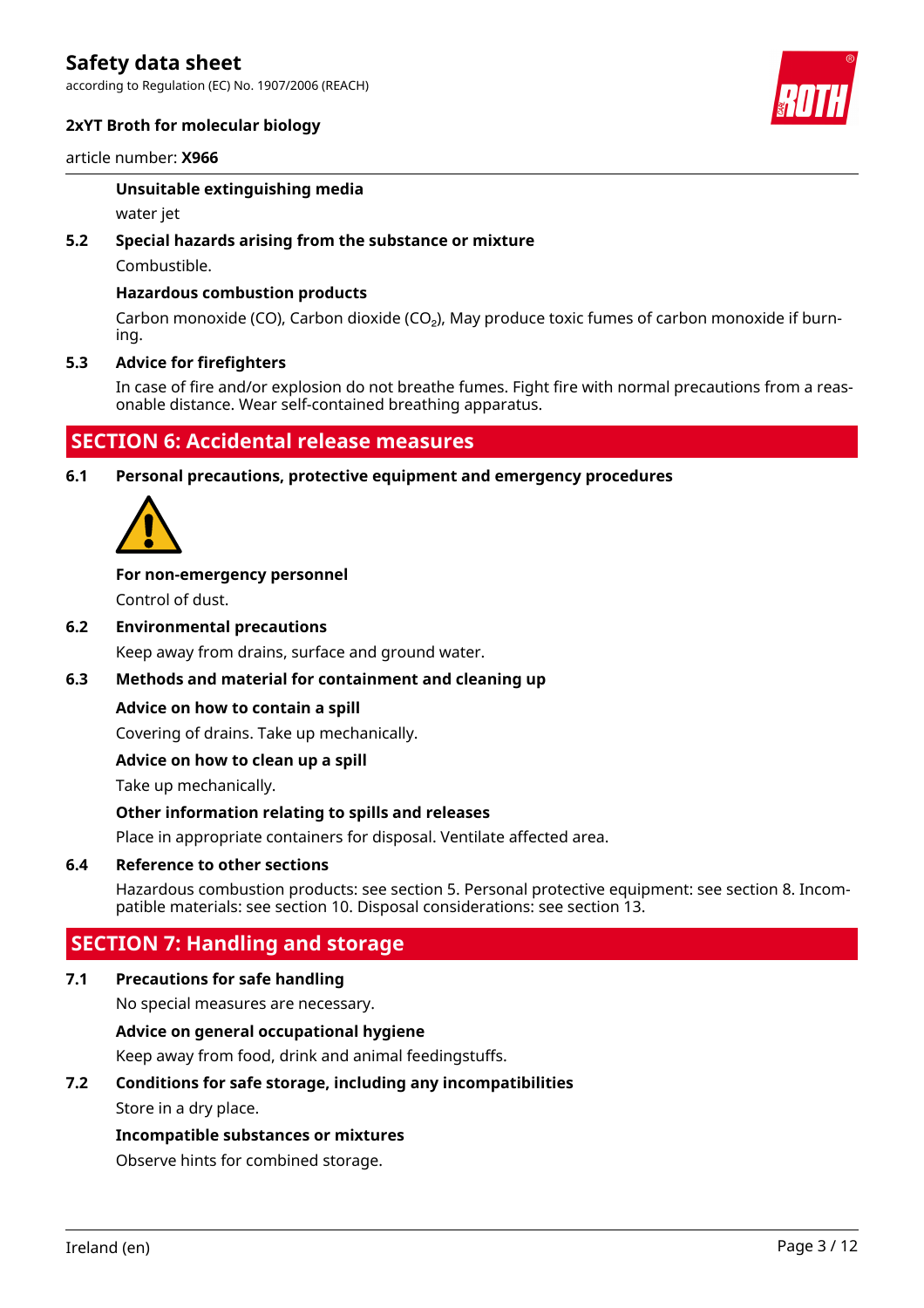### Unsuitable extinguishing media

water jet

### 5.2 Special hazards arising from the substance or mixture

Combustible.

#### Hazardous combustion products

Carbon monoxide (CO), Carbon dioxide ($CO_2$), May produce toxic fumes of carbon monoxide if burning.

### 5.3 Advice for firefighters

In case of fire and/or explosion do not breathe fumes. Fight fire with normal precautions from a reasonable distance. Wear self-contained breathing apparatus.

## SECTION 6: Accidental release measures

### 6.1 Personal precautions, protective equipment and emergency procedures

#### For non-emergency personnel

Control of dust.

### 6.2 Environmental precautions

Keep away from drains, surface and ground water.

### 6.3 Methods and material for containment and cleaning up

#### Advice on how to contain a spill

Covering of drains. Take up mechanically.

#### Advice on how to clean up a spill

Take up mechanically.

#### Other information relating to spills and releases

Place in appropriate containers for disposal. Ventilate affected area.

### 6.4 Reference to other sections

Hazardous combustion products: see section 5. Personal protective equipment: see section 8. Incompatible materials: see section 10. Disposal considerations: see section 13.

## SECTION 7: Handling and storage

### 7.1 Precautions for safe handling

No special measures are necessary.

#### Advice on general occupational hygiene

Keep away from food, drink and animal feedingstuffs.

### 7.2 Conditions for safe storage, including any incompatibilities

Store in a dry place.

#### Incompatible substances or mixtures

Observe hints for combined storage.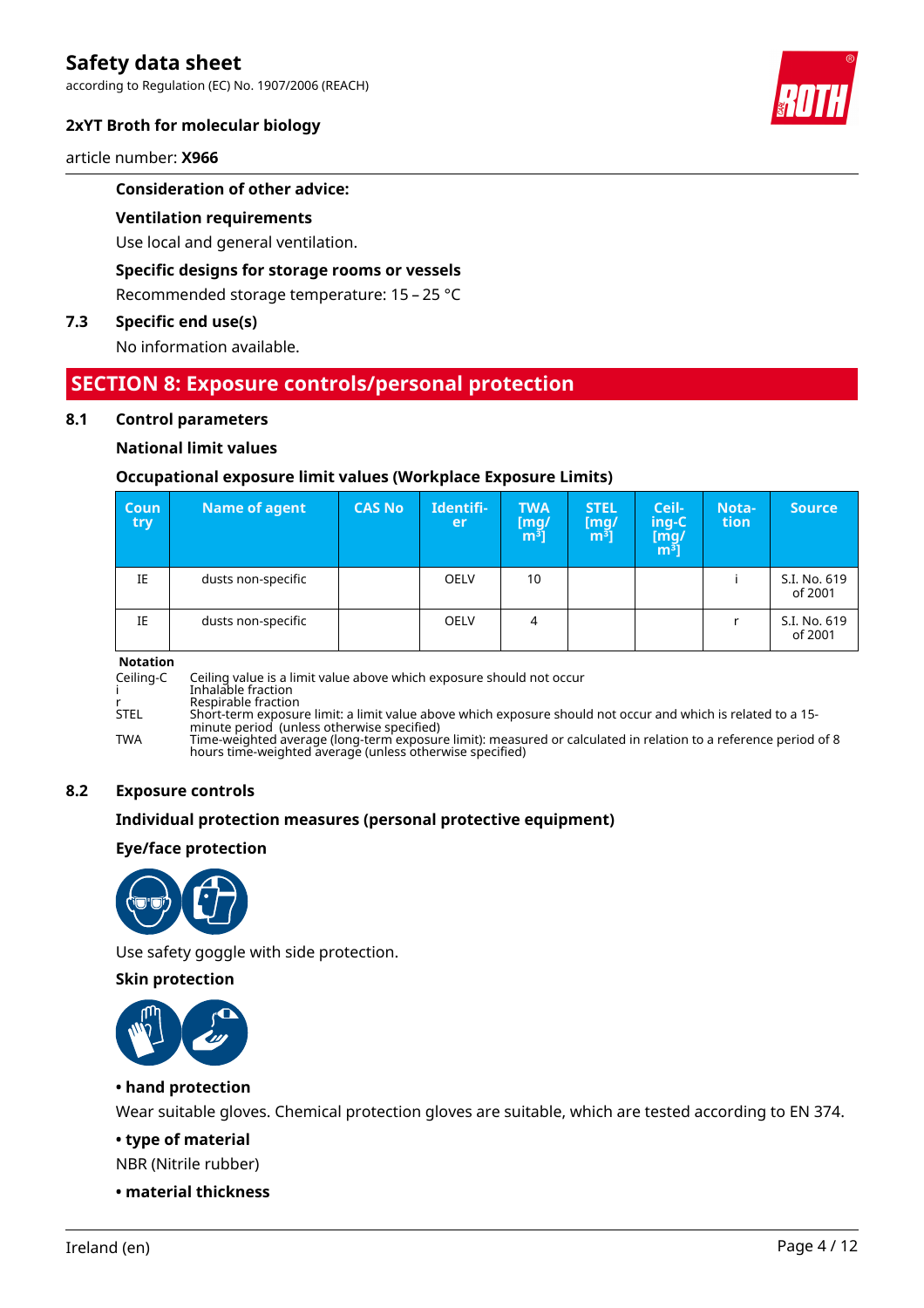**Consideration of other advice:**

**Ventilation requirements**

Use local and general ventilation.

**Specific designs for storage rooms or vessels**

Recommended storage temperature: 15 – 25 °C

### 7.3 Specific end use(s)

No information available.

## SECTION 8: Exposure controls/personal protection

### 8.1 Control parameters

**National limit values**

**Occupational exposure limit values (Workplace Exposure Limits)**

| Country | Name of agent | CAS No | Identifier | TWA [mg/m³] | STEL [mg/m³] | Ceiling-C [mg/m³] | Notation | Source |
|---|---|---|---|---|---|---|---|---|
| IE | dusts non-specific | | OELV | 10 | | | i | S.I. No. 619 of 2001 |
| IE | dusts non-specific | | OELV | 4 | | | r | S.I. No. 619 of 2001 |

**Notation**

- Ceiling-C: Ceiling value is a limit value above which exposure should not occur
- i: Inhalable fraction
- r: Respirable fraction
- STEL: Short-term exposure limit: a limit value above which exposure should not occur and which is related to a 15-minute period (unless otherwise specified)
- TWA: Time-weighted average (long-term exposure limit): measured or calculated in relation to a reference period of 8 hours time-weighted average (unless otherwise specified)

### 8.2 Exposure controls

**Individual protection measures (personal protective equipment)**

**Eye/face protection**

Use safety goggle with side protection.

**Skin protection**

**• hand protection**

Wear suitable gloves. Chemical protection gloves are suitable, which are tested according to EN 374.

**• type of material**

NBR (Nitrile rubber)

**• material thickness**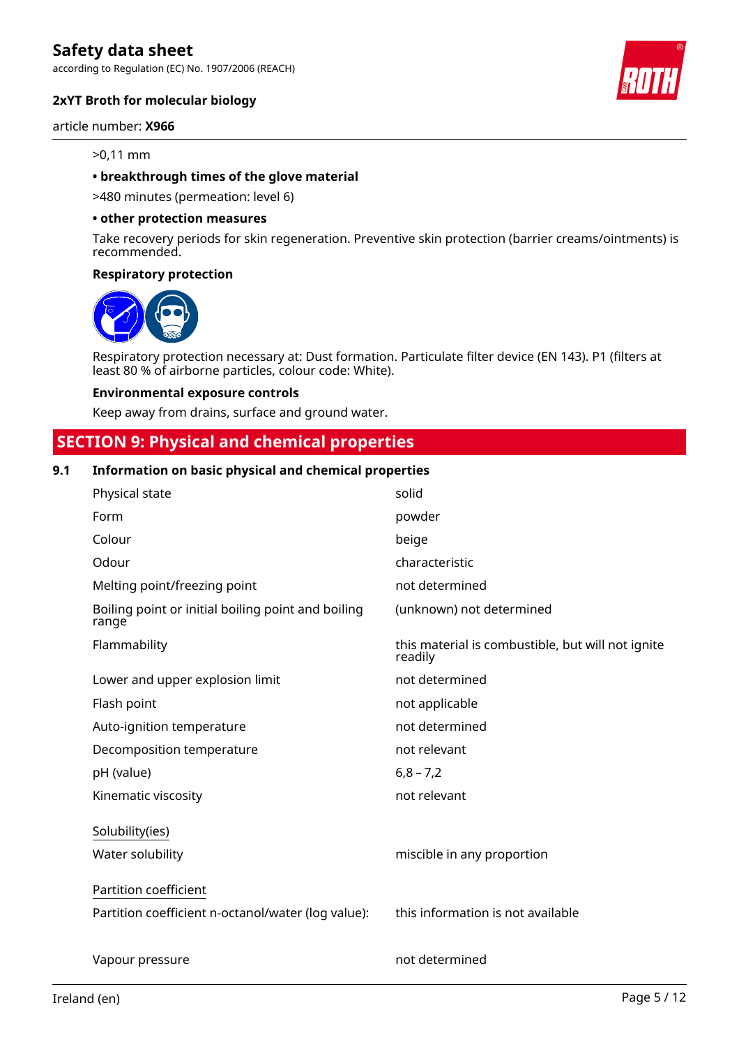>0,11 mm

**• breakthrough times of the glove material**

>480 minutes (permeation: level 6)

**• other protection measures**

Take recovery periods for skin regeneration. Preventive skin protection (barrier creams/ointments) is recommended.

**Respiratory protection**

Respiratory protection necessary at: Dust formation. Particulate filter device (EN 143). P1 (filters at least 80 % of airborne particles, colour code: White).

**Environmental exposure controls**

Keep away from drains, surface and ground water.

## SECTION 9: Physical and chemical properties

### 9.1 Information on basic physical and chemical properties

| Property | Value |
|---|---|
| Physical state | solid |
| Form | powder |
| Colour | beige |
| Odour | characteristic |
| Melting point/freezing point | not determined |
| Boiling point or initial boiling point and boiling range | (unknown) not determined |
| Flammability | this material is combustible, but will not ignite readily |
| Lower and upper explosion limit | not determined |
| Flash point | not applicable |
| Auto-ignition temperature | not determined |
| Decomposition temperature | not relevant |
| pH (value) | 6,8 – 7,2 |
| Kinematic viscosity | not relevant |
| Solubility(ies) | |
| Water solubility | miscible in any proportion |
| Partition coefficient | |
| Partition coefficient n-octanol/water (log value): | this information is not available |
| Vapour pressure | not determined |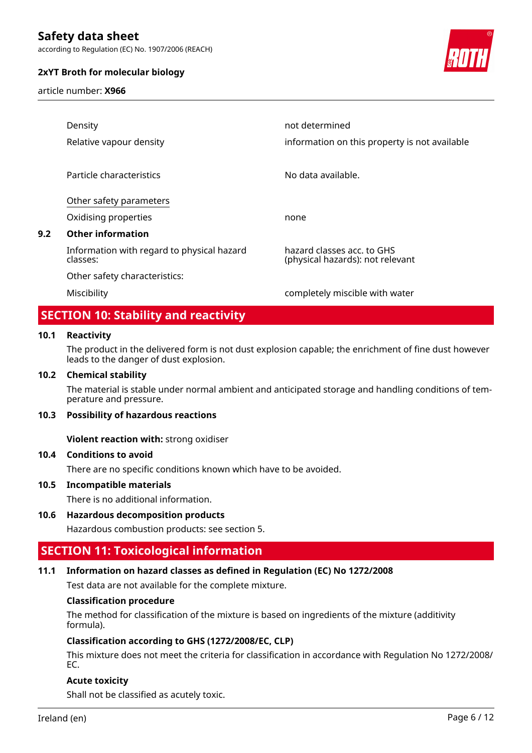| | |
|---|---|
| Density | not determined |
| Relative vapour density | information on this property is not available |
| Particle characteristics | No data available. |

Other safety parameters

| | |
|---|---|
| Oxidising properties | none |

### 9.2 Other information

| | |
|---|---|
| Information with regard to physical hazard classes: | hazard classes acc. to GHS (physical hazards): not relevant |
| Other safety characteristics: | |
| Miscibility | completely miscible with water |

## SECTION 10: Stability and reactivity

### 10.1 Reactivity

The product in the delivered form is not dust explosion capable; the enrichment of fine dust however leads to the danger of dust explosion.

### 10.2 Chemical stability

The material is stable under normal ambient and anticipated storage and handling conditions of temperature and pressure.

### 10.3 Possibility of hazardous reactions

**Violent reaction with:** strong oxidiser

### 10.4 Conditions to avoid

There are no specific conditions known which have to be avoided.

### 10.5 Incompatible materials

There is no additional information.

### 10.6 Hazardous decomposition products

Hazardous combustion products: see section 5.

## SECTION 11: Toxicological information

### 11.1 Information on hazard classes as defined in Regulation (EC) No 1272/2008

Test data are not available for the complete mixture.

**Classification procedure**

The method for classification of the mixture is based on ingredients of the mixture (additivity formula).

**Classification according to GHS (1272/2008/EC, CLP)**

This mixture does not meet the criteria for classification in accordance with Regulation No 1272/2008/EC.

**Acute toxicity**

Shall not be classified as acutely toxic.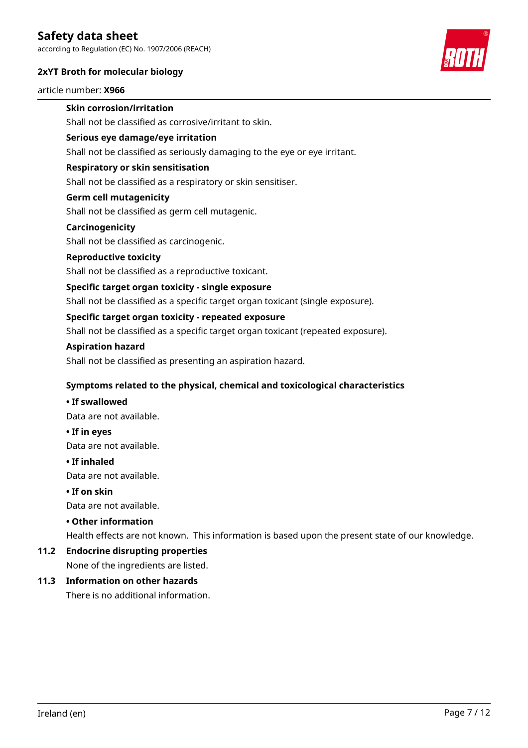**Skin corrosion/irritation**

Shall not be classified as corrosive/irritant to skin.

**Serious eye damage/eye irritation**

Shall not be classified as seriously damaging to the eye or eye irritant.

**Respiratory or skin sensitisation**

Shall not be classified as a respiratory or skin sensitiser.

**Germ cell mutagenicity**

Shall not be classified as germ cell mutagenic.

**Carcinogenicity**

Shall not be classified as carcinogenic.

**Reproductive toxicity**

Shall not be classified as a reproductive toxicant.

**Specific target organ toxicity - single exposure**

Shall not be classified as a specific target organ toxicant (single exposure).

**Specific target organ toxicity - repeated exposure**

Shall not be classified as a specific target organ toxicant (repeated exposure).

**Aspiration hazard**

Shall not be classified as presenting an aspiration hazard.

**Symptoms related to the physical, chemical and toxicological characteristics**

**• If swallowed**

Data are not available.

**• If in eyes**

Data are not available.

**• If inhaled**

Data are not available.

**• If on skin**

Data are not available.

**• Other information**

Health effects are not known. This information is based upon the present state of our knowledge.

### 11.2 Endocrine disrupting properties

None of the ingredients are listed.

### 11.3 Information on other hazards

There is no additional information.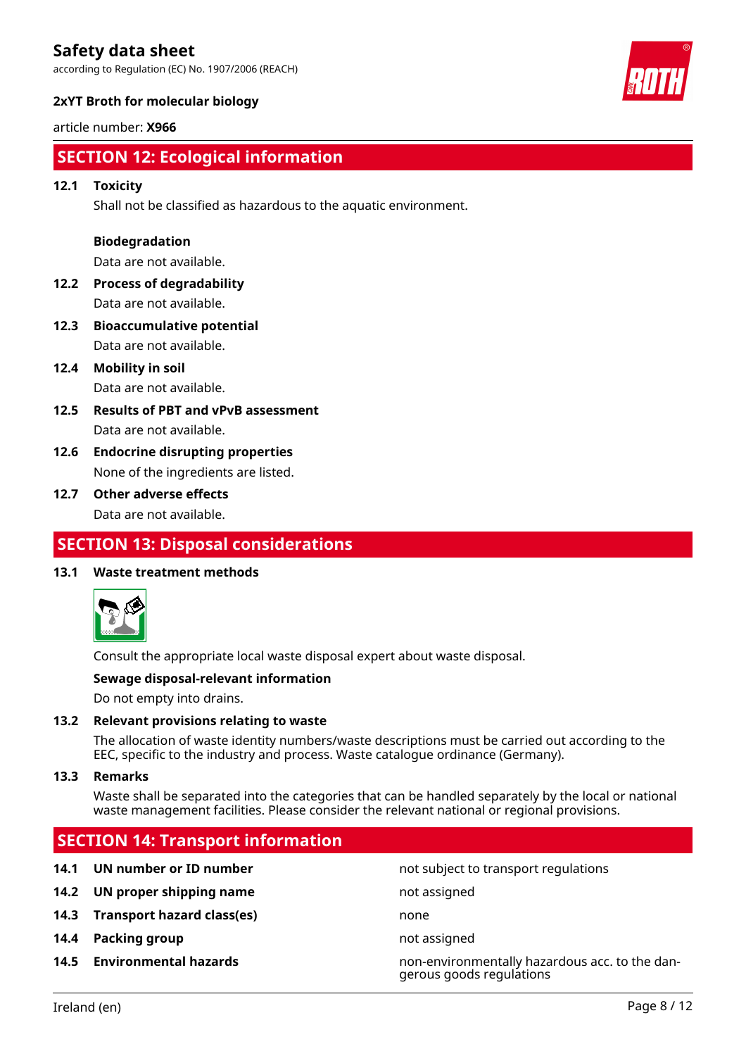## SECTION 12: Ecological information

**12.1 Toxicity**

Shall not be classified as hazardous to the aquatic environment.

**Biodegradation**

Data are not available.

**12.2 Process of degradability**

Data are not available.

**12.3 Bioaccumulative potential**

Data are not available.

**12.4 Mobility in soil**

Data are not available.

**12.5 Results of PBT and vPvB assessment**

Data are not available.

**12.6 Endocrine disrupting properties**

None of the ingredients are listed.

**12.7 Other adverse effects**

Data are not available.

## SECTION 13: Disposal considerations

**13.1 Waste treatment methods**

Consult the appropriate local waste disposal expert about waste disposal.

**Sewage disposal-relevant information**

Do not empty into drains.

**13.2 Relevant provisions relating to waste**

The allocation of waste identity numbers/waste descriptions must be carried out according to the EEC, specific to the industry and process. Waste catalogue ordinance (Germany).

**13.3 Remarks**

Waste shall be separated into the categories that can be handled separately by the local or national waste management facilities. Please consider the relevant national or regional provisions.

## SECTION 14: Transport information

| | | |
|---|---|---|
| **14.1** | **UN number or ID number** | not subject to transport regulations |
| **14.2** | **UN proper shipping name** | not assigned |
| **14.3** | **Transport hazard class(es)** | none |
| **14.4** | **Packing group** | not assigned |
| **14.5** | **Environmental hazards** | non-environmentally hazardous acc. to the dangerous goods regulations |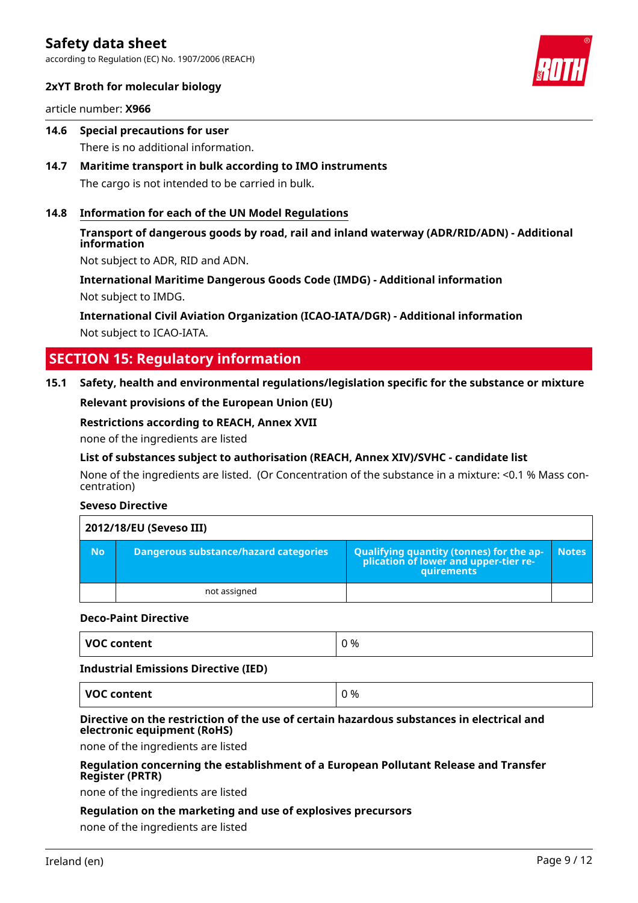**14.6 Special precautions for user**

There is no additional information.

**14.7 Maritime transport in bulk according to IMO instruments**

The cargo is not intended to be carried in bulk.

**14.8 Information for each of the UN Model Regulations**

**Transport of dangerous goods by road, rail and inland waterway (ADR/RID/ADN) - Additional information**

Not subject to ADR, RID and ADN.

**International Maritime Dangerous Goods Code (IMDG) - Additional information**

Not subject to IMDG.

**International Civil Aviation Organization (ICAO-IATA/DGR) - Additional information**

Not subject to ICAO-IATA.

## SECTION 15: Regulatory information

**15.1 Safety, health and environmental regulations/legislation specific for the substance or mixture**

**Relevant provisions of the European Union (EU)**

**Restrictions according to REACH, Annex XVII**

none of the ingredients are listed

**List of substances subject to authorisation (REACH, Annex XIV)/SVHC - candidate list**

None of the ingredients are listed. (Or Concentration of the substance in a mixture: <0.1 % Mass concentration)

**Seveso Directive**

| 2012/18/EU (Seveso III) | | | |
|---|---|---|---|
| **No** | **Dangerous substance/hazard categories** | **Qualifying quantity (tonnes) for the application of lower and upper-tier requirements** | **Notes** |
| | not assigned | | |

**Deco-Paint Directive**

| VOC content | 0 % |
|---|---|

**Industrial Emissions Directive (IED)**

| VOC content | 0 % |
|---|---|

**Directive on the restriction of the use of certain hazardous substances in electrical and electronic equipment (RoHS)**

none of the ingredients are listed

**Regulation concerning the establishment of a European Pollutant Release and Transfer Register (PRTR)**

none of the ingredients are listed

**Regulation on the marketing and use of explosives precursors**

none of the ingredients are listed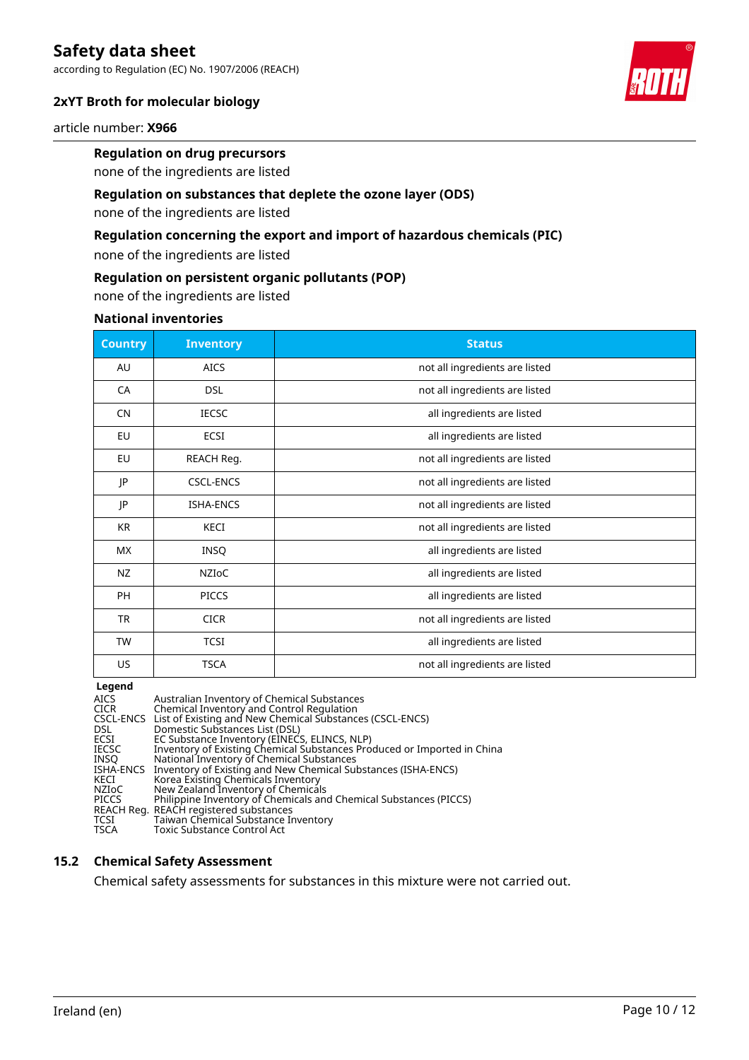**Regulation on drug precursors**

none of the ingredients are listed

**Regulation on substances that deplete the ozone layer (ODS)**

none of the ingredients are listed

**Regulation concerning the export and import of hazardous chemicals (PIC)**

none of the ingredients are listed

**Regulation on persistent organic pollutants (POP)**

none of the ingredients are listed

**National inventories**

| Country | Inventory | Status |
|---|---|---|
| AU | AICS | not all ingredients are listed |
| CA | DSL | not all ingredients are listed |
| CN | IECSC | all ingredients are listed |
| EU | ECSI | all ingredients are listed |
| EU | REACH Reg. | not all ingredients are listed |
| JP | CSCL-ENCS | not all ingredients are listed |
| JP | ISHA-ENCS | not all ingredients are listed |
| KR | KECI | not all ingredients are listed |
| MX | INSQ | all ingredients are listed |
| NZ | NZIoC | all ingredients are listed |
| PH | PICCS | all ingredients are listed |
| TR | CICR | not all ingredients are listed |
| TW | TCSI | all ingredients are listed |
| US | TSCA | not all ingredients are listed |

**Legend**

| | |
|---|---|
| AICS | Australian Inventory of Chemical Substances |
| CICR | Chemical Inventory and Control Regulation |
| CSCL-ENCS | List of Existing and New Chemical Substances (CSCL-ENCS) |
| DSL | Domestic Substances List (DSL) |
| ECSI | EC Substance Inventory (EINECS, ELINCS, NLP) |
| IECSC | Inventory of Existing Chemical Substances Produced or Imported in China |
| INSQ | National Inventory of Chemical Substances |
| ISHA-ENCS | Inventory of Existing and New Chemical Substances (ISHA-ENCS) |
| KECI | Korea Existing Chemicals Inventory |
| NZIoC | New Zealand Inventory of Chemicals |
| PICCS | Philippine Inventory of Chemicals and Chemical Substances (PICCS) |
| REACH Reg. | REACH registered substances |
| TCSI | Taiwan Chemical Substance Inventory |
| TSCA | Toxic Substance Control Act |

## 15.2 Chemical Safety Assessment

Chemical safety assessments for substances in this mixture were not carried out.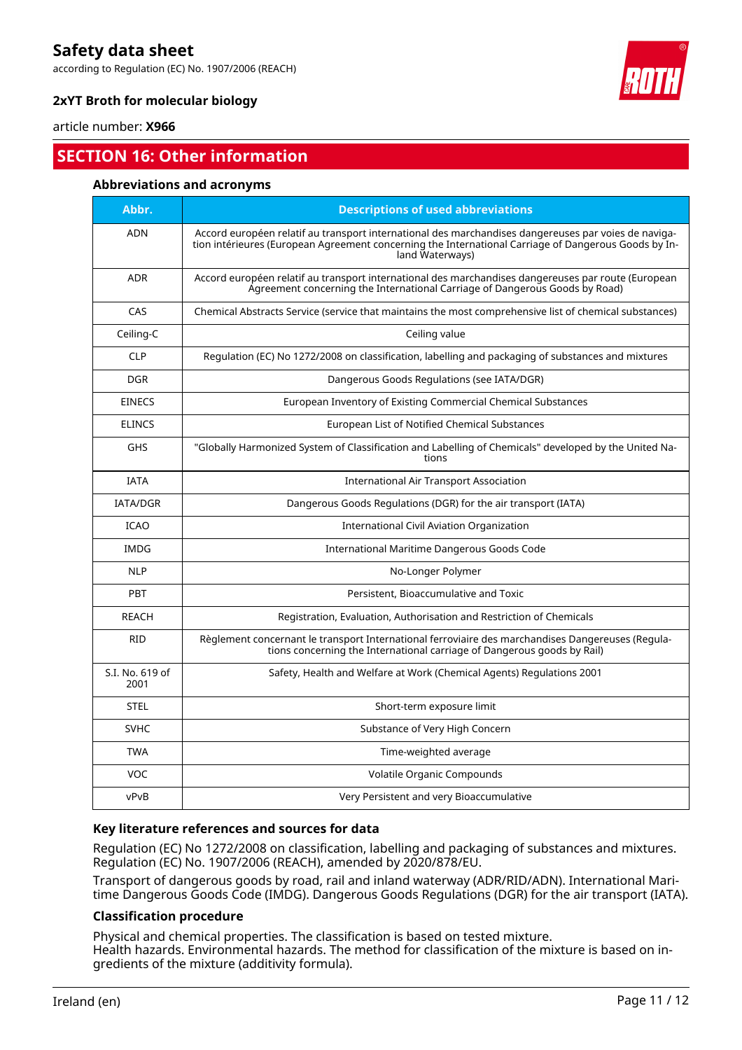## SECTION 16: Other information

### Abbreviations and acronyms

| Abbr. | Descriptions of used abbreviations |
|---|---|
| ADN | Accord européen relatif au transport international des marchandises dangereuses par voies de navigation intérieures (European Agreement concerning the International Carriage of Dangerous Goods by Inland Waterways) |
| ADR | Accord européen relatif au transport international des marchandises dangereuses par route (European Agreement concerning the International Carriage of Dangerous Goods by Road) |
| CAS | Chemical Abstracts Service (service that maintains the most comprehensive list of chemical substances) |
| Ceiling-C | Ceiling value |
| CLP | Regulation (EC) No 1272/2008 on classification, labelling and packaging of substances and mixtures |
| DGR | Dangerous Goods Regulations (see IATA/DGR) |
| EINECS | European Inventory of Existing Commercial Chemical Substances |
| ELINCS | European List of Notified Chemical Substances |
| GHS | "Globally Harmonized System of Classification and Labelling of Chemicals" developed by the United Nations |
| IATA | International Air Transport Association |
| IATA/DGR | Dangerous Goods Regulations (DGR) for the air transport (IATA) |
| ICAO | International Civil Aviation Organization |
| IMDG | International Maritime Dangerous Goods Code |
| NLP | No-Longer Polymer |
| PBT | Persistent, Bioaccumulative and Toxic |
| REACH | Registration, Evaluation, Authorisation and Restriction of Chemicals |
| RID | Règlement concernant le transport International ferroviaire des marchandises Dangereuses (Regulations concerning the International carriage of Dangerous goods by Rail) |
| S.I. No. 619 of 2001 | Safety, Health and Welfare at Work (Chemical Agents) Regulations 2001 |
| STEL | Short-term exposure limit |
| SVHC | Substance of Very High Concern |
| TWA | Time-weighted average |
| VOC | Volatile Organic Compounds |
| vPvB | Very Persistent and very Bioaccumulative |

### Key literature references and sources for data

Regulation (EC) No 1272/2008 on classification, labelling and packaging of substances and mixtures. Regulation (EC) No. 1907/2006 (REACH), amended by 2020/878/EU.

Transport of dangerous goods by road, rail and inland waterway (ADR/RID/ADN). International Maritime Dangerous Goods Code (IMDG). Dangerous Goods Regulations (DGR) for the air transport (IATA).

### Classification procedure

Physical and chemical properties. The classification is based on tested mixture.
Health hazards. Environmental hazards. The method for classification of the mixture is based on ingredients of the mixture (additivity formula).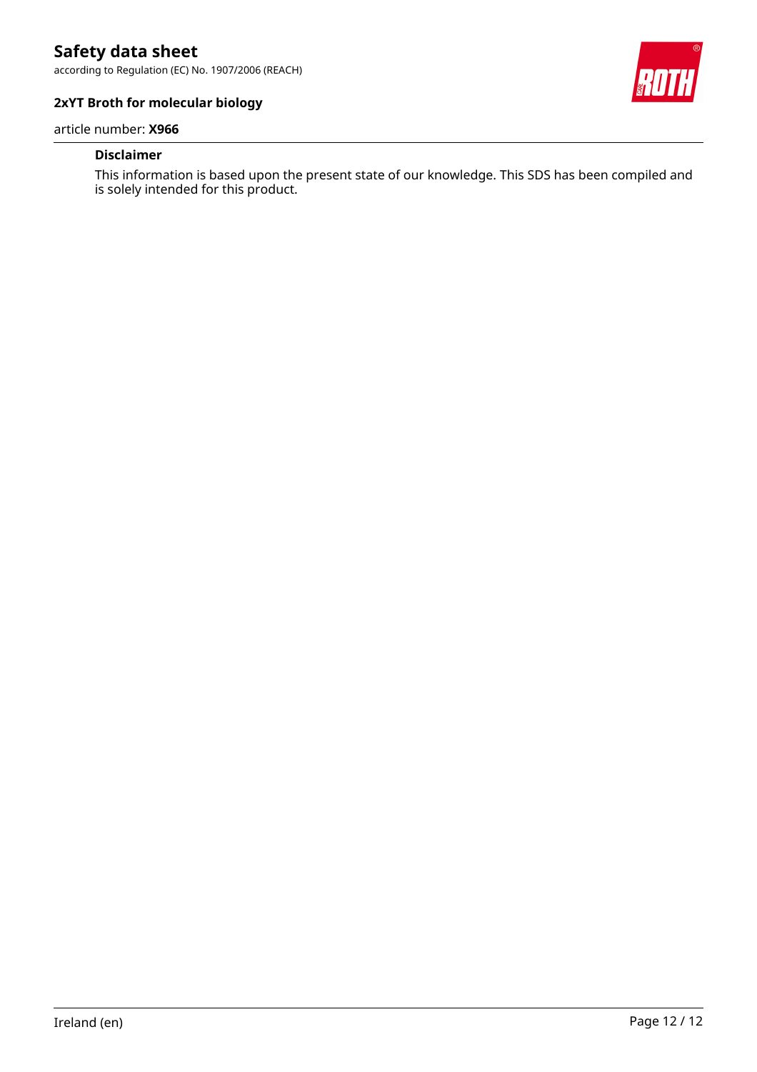### Disclaimer

This information is based upon the present state of our knowledge. This SDS has been compiled and is solely intended for this product.